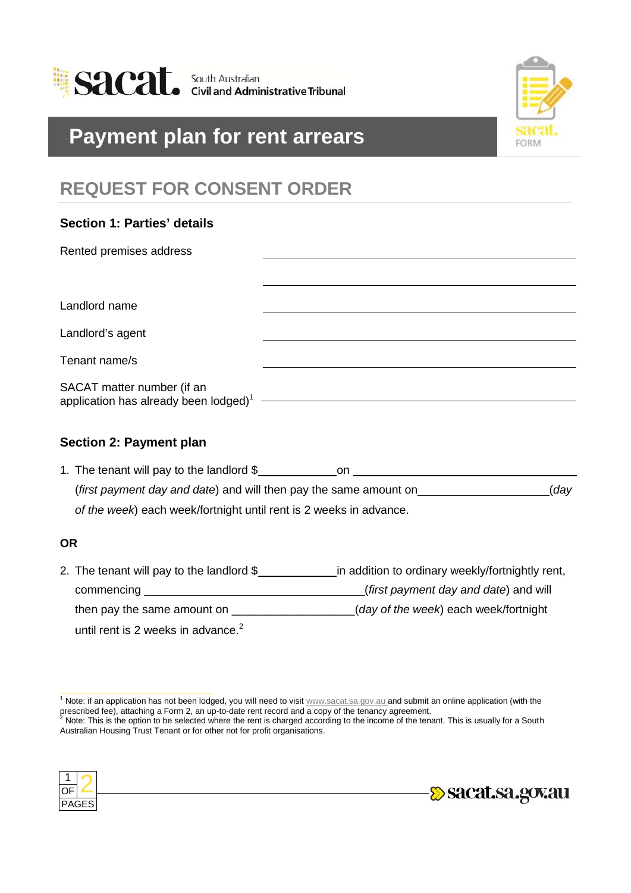sacat. South Australian Civil and Administrative Tribunal

# Payment plan for rent arrears

## REQUEST FOR CONSENT ORDER

### Section 1: Parties' details

Rented premises address ____________________

____________________

Landlord name ____________________

Landlord's agent ____________________

Tenant name/s ____________________

SACAT matter number (if an application has already been lodged)[1] ____________________

### Section 2: Payment plan

1. The tenant will pay to the landlord $__________ on ____________________ (*first payment day and date*) and will then pay the same amount on __________________ (*day of the week*) each week/fortnight until rent is 2 weeks in advance.

**OR**

2. The tenant will pay to the landlord $__________ in addition to ordinary weekly/fortnightly rent, commencing __________________________________ (*first payment day and date*) and will then pay the same amount on __________________ (*day of the week*) each week/fortnight until rent is 2 weeks in advance.[2]

---

[1] Note: if an application has not been lodged, you will need to visit www.sacat.sa.gov.au and submit an online application (with the prescribed fee), attaching a Form 2, an up-to-date rent record and a copy of the tenancy agreement.

[2] Note: This is the option to be selected where the rent is charged according to the income of the tenant. This is usually for a South Australian Housing Trust Tenant or for other not for profit organisations.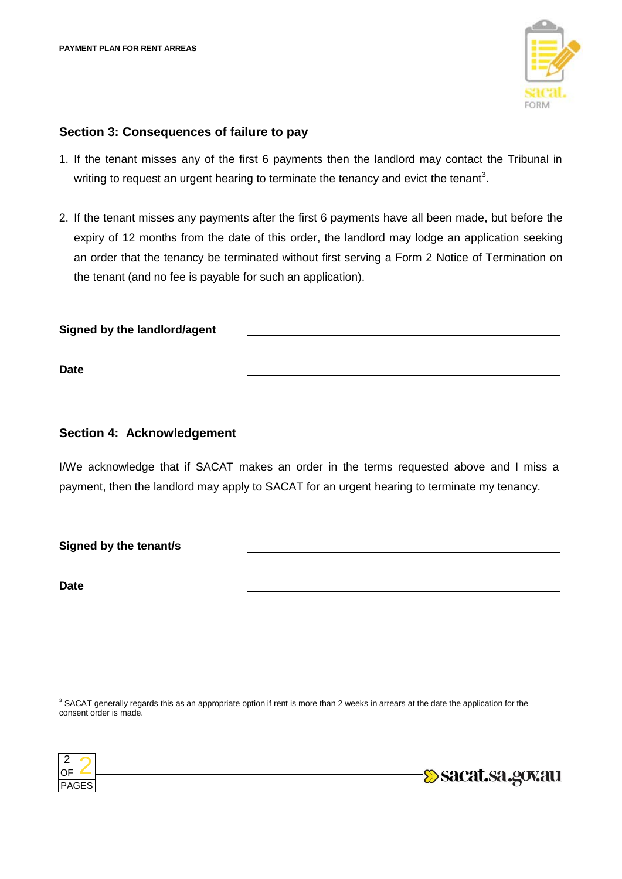## Section 3: Consequences of failure to pay

1. If the tenant misses any of the first 6 payments then the landlord may contact the Tribunal in writing to request an urgent hearing to terminate the tenancy and evict the tenant[3].

2. If the tenant misses any payments after the first 6 payments have all been made, but before the expiry of 12 months from the date of this order, the landlord may lodge an application seeking an order that the tenancy be terminated without first serving a Form 2 Notice of Termination on the tenant (and no fee is payable for such an application).

**Signed by the landlord/agent** \_\_\_\_\_\_\_\_\_\_\_\_\_\_\_\_\_\_\_\_\_\_\_\_\_\_\_\_\_\_

**Date** \_\_\_\_\_\_\_\_\_\_\_\_\_\_\_\_\_\_\_\_\_\_\_\_\_\_\_\_\_\_

## Section 4: Acknowledgement

I/We acknowledge that if SACAT makes an order in the terms requested above and I miss a payment, then the landlord may apply to SACAT for an urgent hearing to terminate my tenancy.

**Signed by the tenant/s** \_\_\_\_\_\_\_\_\_\_\_\_\_\_\_\_\_\_\_\_\_\_\_\_\_\_\_\_\_\_

**Date** \_\_\_\_\_\_\_\_\_\_\_\_\_\_\_\_\_\_\_\_\_\_\_\_\_\_\_\_\_\_

[3] SACAT generally regards this as an appropriate option if rent is more than 2 weeks in arrears at the date the application for the consent order is made.